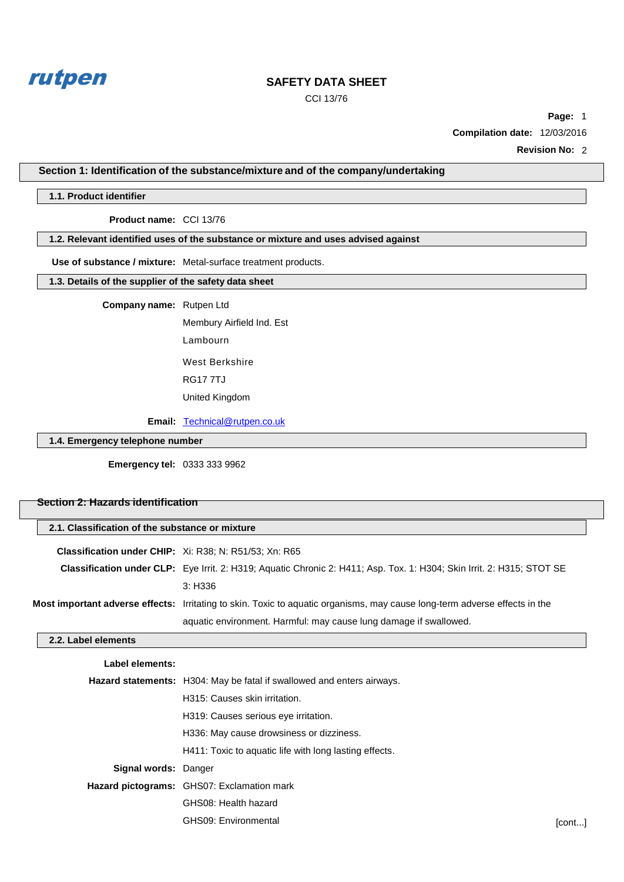# SAFETY DATA SHEET

CCI 13/76

**Compilation date:** 12/03/2016

**Revision No:** 2

## Section 1: Identification of the substance/mixture and of the company/undertaking

### 1.1. Product identifier

**Product name:** CCI 13/76

### 1.2. Relevant identified uses of the substance or mixture and uses advised against

**Use of substance / mixture:** Metal-surface treatment products.

### 1.3. Details of the supplier of the safety data sheet

**Company name:** Rutpen Ltd

Membury Airfield Ind. Est

Lambourn

West Berkshire

RG17 7TJ

United Kingdom

**Email:** Technical@rutpen.co.uk

### 1.4. Emergency telephone number

**Emergency tel:** 0333 333 9962

## Section 2: Hazards identification

### 2.1. Classification of the substance or mixture

**Classification under CHIP:** Xi: R38; N: R51/53; Xn: R65

**Classification under CLP:** Eye Irrit. 2: H319; Aquatic Chronic 2: H411; Asp. Tox. 1: H304; Skin Irrit. 2: H315; STOT SE 3: H336

**Most important adverse effects:** Irritating to skin. Toxic to aquatic organisms, may cause long-term adverse effects in the aquatic environment. Harmful: may cause lung damage if swallowed.

### 2.2. Label elements

**Label elements:**

**Hazard statements:**
H304: May be fatal if swallowed and enters airways.
H315: Causes skin irritation.
H319: Causes serious eye irritation.
H336: May cause drowsiness or dizziness.
H411: Toxic to aquatic life with long lasting effects.

**Signal words:** Danger

**Hazard pictograms:**
GHS07: Exclamation mark
GHS08: Health hazard
GHS09: Environmental

[cont...]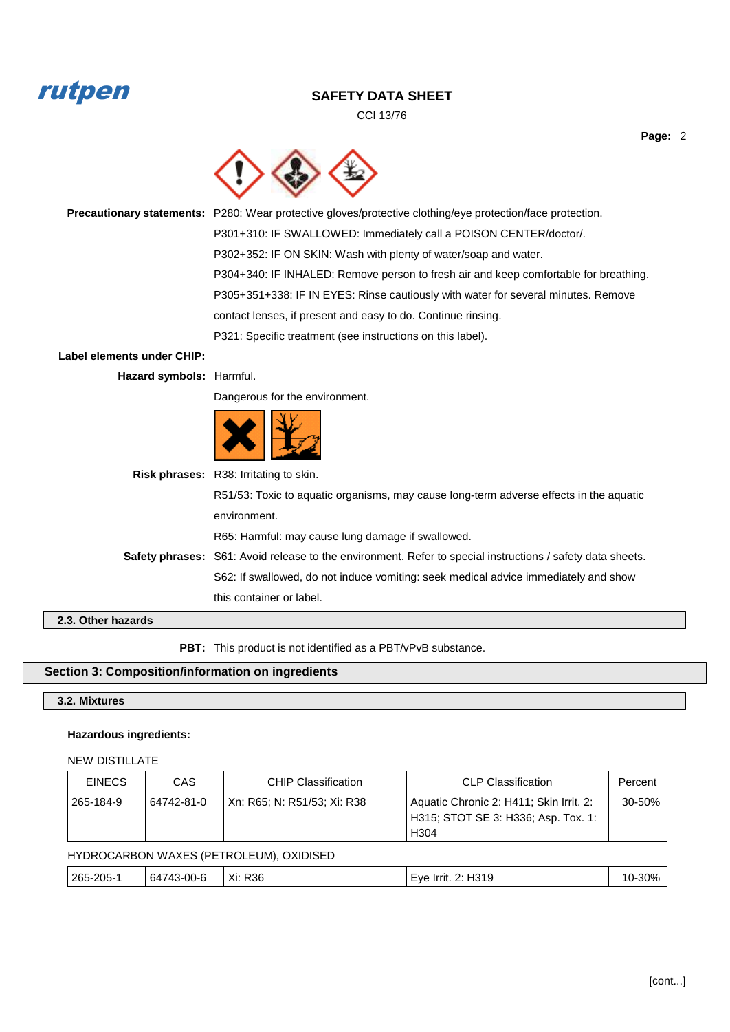**Precautionary statements:** P280: Wear protective gloves/protective clothing/eye protection/face protection.

P301+310: IF SWALLOWED: Immediately call a POISON CENTER/doctor/.

P302+352: IF ON SKIN: Wash with plenty of water/soap and water.

P304+340: IF INHALED: Remove person to fresh air and keep comfortable for breathing.

P305+351+338: IF IN EYES: Rinse cautiously with water for several minutes. Remove contact lenses, if present and easy to do. Continue rinsing.

P321: Specific treatment (see instructions on this label).

**Label elements under CHIP:**

**Hazard symbols:** Harmful.

Dangerous for the environment.

**Risk phrases:** R38: Irritating to skin.

R51/53: Toxic to aquatic organisms, may cause long-term adverse effects in the aquatic environment.

R65: Harmful: may cause lung damage if swallowed.

**Safety phrases:** S61: Avoid release to the environment. Refer to special instructions / safety data sheets.

S62: If swallowed, do not induce vomiting: seek medical advice immediately and show this container or label.

### 2.3. Other hazards

**PBT:** This product is not identified as a PBT/vPvB substance.

## Section 3: Composition/information on ingredients

### 3.2. Mixtures

**Hazardous ingredients:**

NEW DISTILLATE

| EINECS | CAS | CHIP Classification | CLP Classification | Percent |
|---|---|---|---|---|
| 265-184-9 | 64742-81-0 | Xn: R65; N: R51/53; Xi: R38 | Aquatic Chronic 2: H411; Skin Irrit. 2: H315; STOT SE 3: H336; Asp. Tox. 1: H304 | 30-50% |

HYDROCARBON WAXES (PETROLEUM), OXIDISED

| EINECS | CAS | CHIP Classification | CLP Classification | Percent |
|---|---|---|---|---|
| 265-205-1 | 64743-00-6 | Xi: R36 | Eye Irrit. 2: H319 | 10-30% |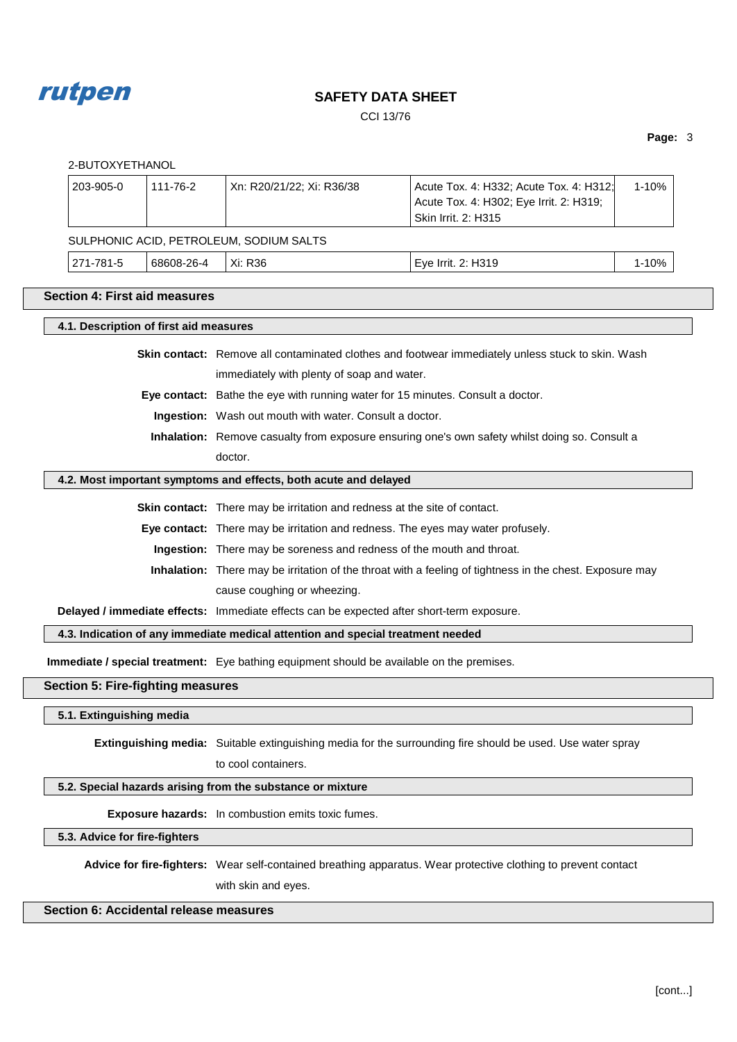2-BUTOXYETHANOL

| | | | | |
|---|---|---|---|---|
| 203-905-0 | 111-76-2 | Xn: R20/21/22; Xi: R36/38 | Acute Tox. 4: H332; Acute Tox. 4: H312; Acute Tox. 4: H302; Eye Irrit. 2: H319; Skin Irrit. 2: H315 | 1-10% |

SULPHONIC ACID, PETROLEUM, SODIUM SALTS

| | | | | |
|---|---|---|---|---|
| 271-781-5 | 68608-26-4 | Xi: R36 | Eye Irrit. 2: H319 | 1-10% |

## Section 4: First aid measures

### 4.1. Description of first aid measures

**Skin contact:** Remove all contaminated clothes and footwear immediately unless stuck to skin. Wash immediately with plenty of soap and water.

**Eye contact:** Bathe the eye with running water for 15 minutes. Consult a doctor.

**Ingestion:** Wash out mouth with water. Consult a doctor.

**Inhalation:** Remove casualty from exposure ensuring one's own safety whilst doing so. Consult a doctor.

### 4.2. Most important symptoms and effects, both acute and delayed

**Skin contact:** There may be irritation and redness at the site of contact.

**Eye contact:** There may be irritation and redness. The eyes may water profusely.

**Ingestion:** There may be soreness and redness of the mouth and throat.

**Inhalation:** There may be irritation of the throat with a feeling of tightness in the chest. Exposure may cause coughing or wheezing.

**Delayed / immediate effects:** Immediate effects can be expected after short-term exposure.

### 4.3. Indication of any immediate medical attention and special treatment needed

**Immediate / special treatment:** Eye bathing equipment should be available on the premises.

## Section 5: Fire-fighting measures

### 5.1. Extinguishing media

**Extinguishing media:** Suitable extinguishing media for the surrounding fire should be used. Use water spray to cool containers.

### 5.2. Special hazards arising from the substance or mixture

**Exposure hazards:** In combustion emits toxic fumes.

### 5.3. Advice for fire-fighters

**Advice for fire-fighters:** Wear self-contained breathing apparatus. Wear protective clothing to prevent contact with skin and eyes.

## Section 6: Accidental release measures

[cont...]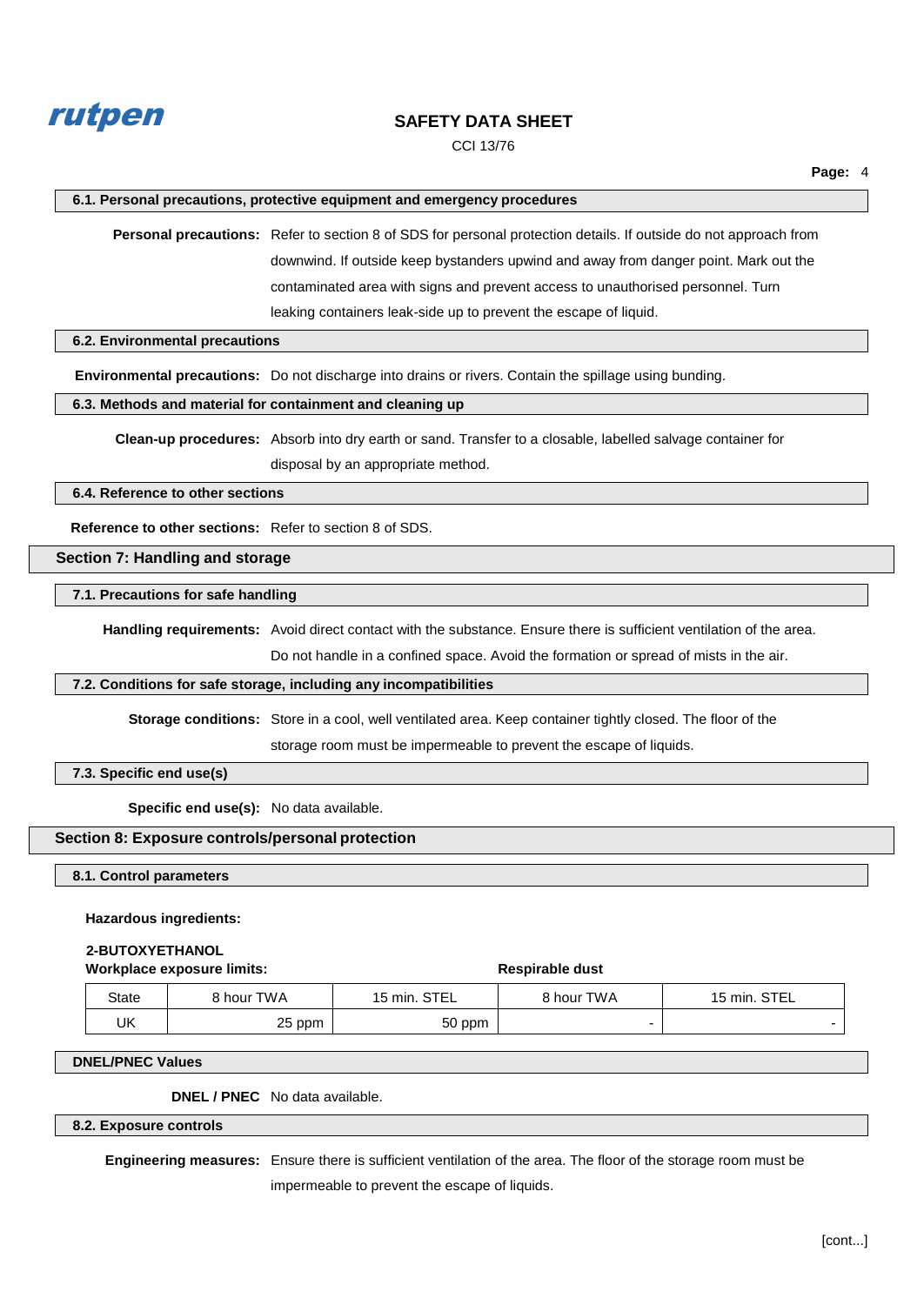#### 6.1. Personal precautions, protective equipment and emergency procedures

**Personal precautions:** Refer to section 8 of SDS for personal protection details. If outside do not approach from downwind. If outside keep bystanders upwind and away from danger point. Mark out the contaminated area with signs and prevent access to unauthorised personnel. Turn leaking containers leak-side up to prevent the escape of liquid.

#### 6.2. Environmental precautions

**Environmental precautions:** Do not discharge into drains or rivers. Contain the spillage using bunding.

#### 6.3. Methods and material for containment and cleaning up

**Clean-up procedures:** Absorb into dry earth or sand. Transfer to a closable, labelled salvage container for disposal by an appropriate method.

#### 6.4. Reference to other sections

**Reference to other sections:** Refer to section 8 of SDS.

## Section 7: Handling and storage

#### 7.1. Precautions for safe handling

**Handling requirements:** Avoid direct contact with the substance. Ensure there is sufficient ventilation of the area. Do not handle in a confined space. Avoid the formation or spread of mists in the air.

#### 7.2. Conditions for safe storage, including any incompatibilities

**Storage conditions:** Store in a cool, well ventilated area. Keep container tightly closed. The floor of the storage room must be impermeable to prevent the escape of liquids.

#### 7.3. Specific end use(s)

**Specific end use(s):** No data available.

## Section 8: Exposure controls/personal protection

#### 8.1. Control parameters

**Hazardous ingredients:**

**2-BUTOXYETHANOL**

**Workplace exposure limits:**

| | Workplace exposure limits | | Respirable dust | |
|---|---|---|---|---|
| State | 8 hour TWA | 15 min. STEL | 8 hour TWA | 15 min. STEL |
| UK | 25 ppm | 50 ppm | - | - |

#### DNEL/PNEC Values

**DNEL / PNEC** No data available.

#### 8.2. Exposure controls

**Engineering measures:** Ensure there is sufficient ventilation of the area. The floor of the storage room must be impermeable to prevent the escape of liquids.

[cont...]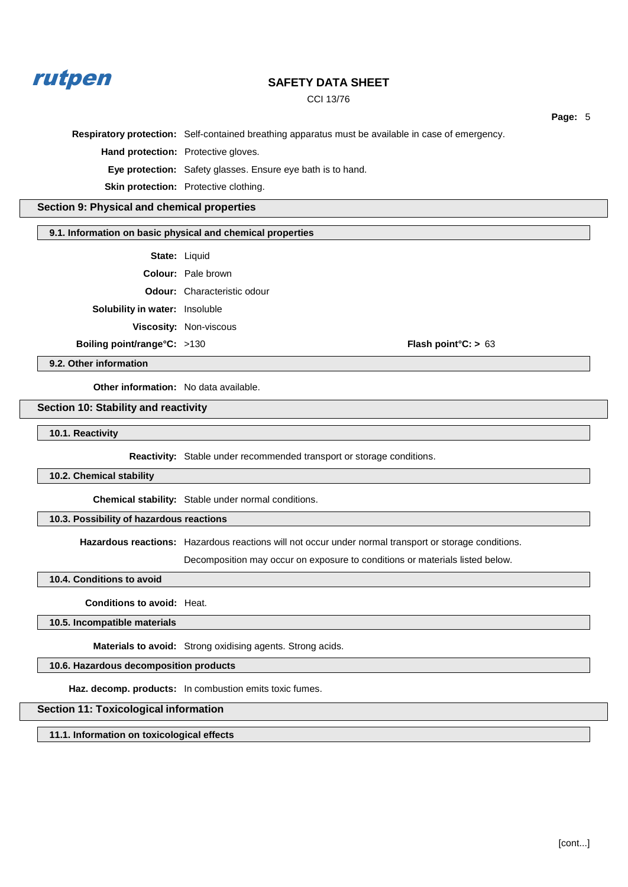**Respiratory protection:** Self-contained breathing apparatus must be available in case of emergency.

**Hand protection:** Protective gloves.

**Eye protection:** Safety glasses. Ensure eye bath is to hand.

**Skin protection:** Protective clothing.

## Section 9: Physical and chemical properties

### 9.1. Information on basic physical and chemical properties

**State:** Liquid

**Colour:** Pale brown

**Odour:** Characteristic odour

**Solubility in water:** Insoluble

**Viscosity:** Non-viscous

**Boiling point/range°C:** >130

**Flash point°C: >** 63

### 9.2. Other information

**Other information:** No data available.

## Section 10: Stability and reactivity

### 10.1. Reactivity

**Reactivity:** Stable under recommended transport or storage conditions.

### 10.2. Chemical stability

**Chemical stability:** Stable under normal conditions.

### 10.3. Possibility of hazardous reactions

**Hazardous reactions:** Hazardous reactions will not occur under normal transport or storage conditions.

Decomposition may occur on exposure to conditions or materials listed below.

### 10.4. Conditions to avoid

**Conditions to avoid:** Heat.

### 10.5. Incompatible materials

**Materials to avoid:** Strong oxidising agents. Strong acids.

### 10.6. Hazardous decomposition products

**Haz. decomp. products:** In combustion emits toxic fumes.

## Section 11: Toxicological information

### 11.1. Information on toxicological effects

[cont...]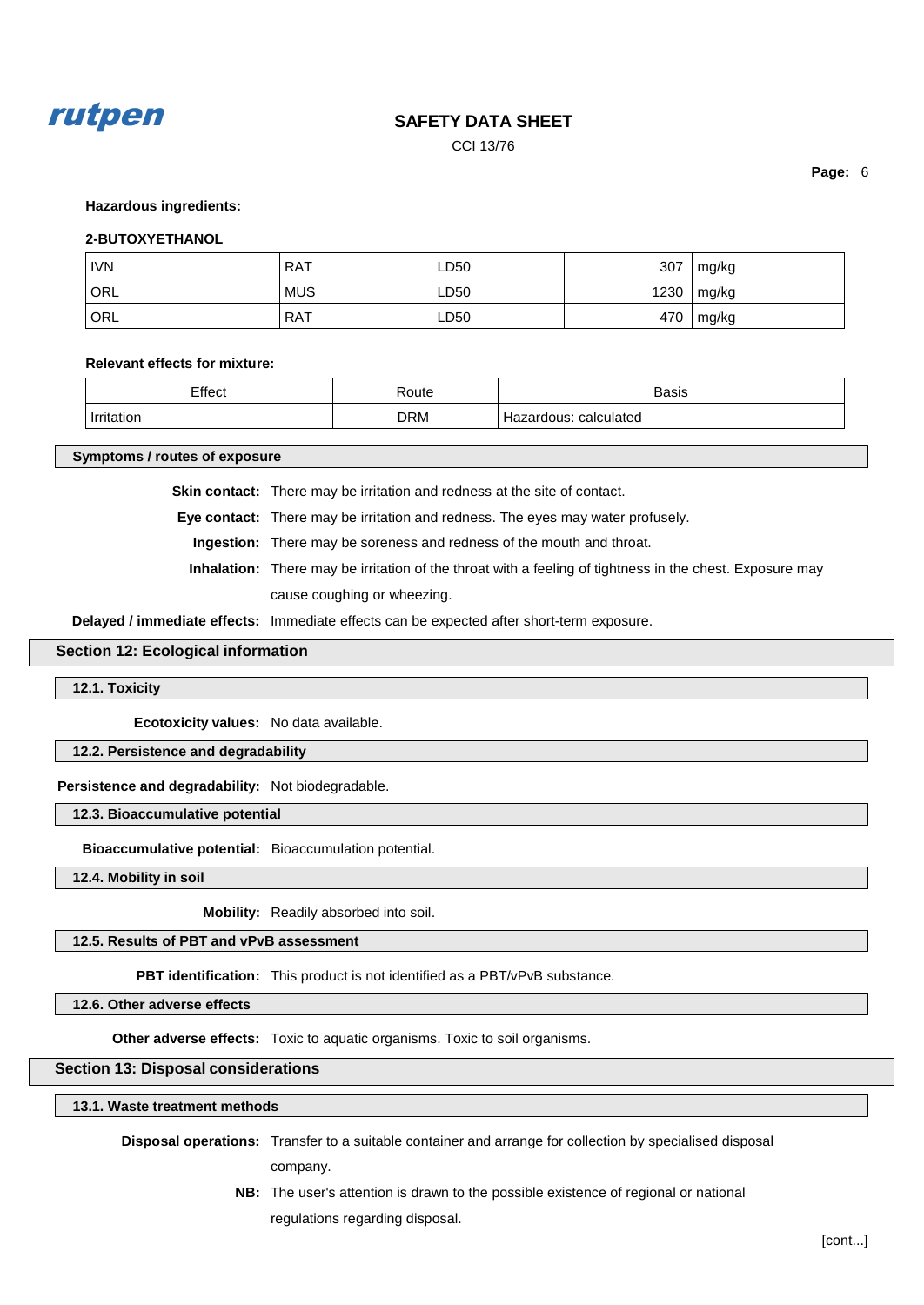**Hazardous ingredients:**

**2-BUTOXYETHANOL**

| | | | | |
|---|---|---|---|---|
| IVN | RAT | LD50 | 307 | mg/kg |
| ORL | MUS | LD50 | 1230 | mg/kg |
| ORL | RAT | LD50 | 470 | mg/kg |

**Relevant effects for mixture:**

| Effect | Route | Basis |
|---|---|---|
| Irritation | DRM | Hazardous: calculated |

### Symptoms / routes of exposure

**Skin contact:** There may be irritation and redness at the site of contact.

**Eye contact:** There may be irritation and redness. The eyes may water profusely.

**Ingestion:** There may be soreness and redness of the mouth and throat.

**Inhalation:** There may be irritation of the throat with a feeling of tightness in the chest. Exposure may cause coughing or wheezing.

**Delayed / immediate effects:** Immediate effects can be expected after short-term exposure.

## Section 12: Ecological information

### 12.1. Toxicity

**Ecotoxicity values:** No data available.

### 12.2. Persistence and degradability

**Persistence and degradability:** Not biodegradable.

### 12.3. Bioaccumulative potential

**Bioaccumulative potential:** Bioaccumulation potential.

### 12.4. Mobility in soil

**Mobility:** Readily absorbed into soil.

### 12.5. Results of PBT and vPvB assessment

**PBT identification:** This product is not identified as a PBT/vPvB substance.

### 12.6. Other adverse effects

**Other adverse effects:** Toxic to aquatic organisms. Toxic to soil organisms.

## Section 13: Disposal considerations

### 13.1. Waste treatment methods

**Disposal operations:** Transfer to a suitable container and arrange for collection by specialised disposal company.

**NB:** The user's attention is drawn to the possible existence of regional or national regulations regarding disposal.

[cont...]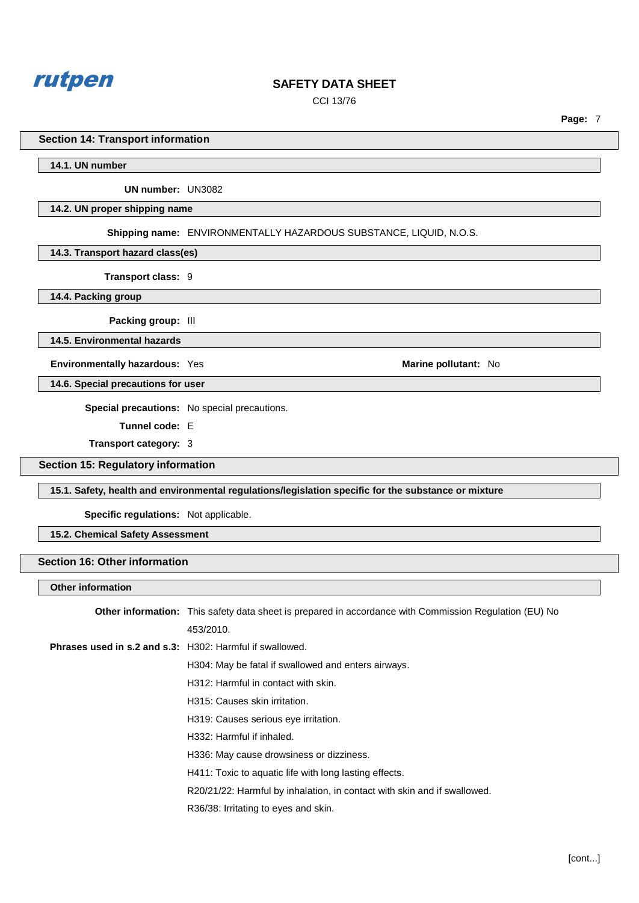## Section 14: Transport information

### 14.1. UN number

**UN number:** UN3082

### 14.2. UN proper shipping name

**Shipping name:** ENVIRONMENTALLY HAZARDOUS SUBSTANCE, LIQUID, N.O.S.

### 14.3. Transport hazard class(es)

**Transport class:** 9

### 14.4. Packing group

**Packing group:** III

### 14.5. Environmental hazards

**Environmentally hazardous:** Yes

**Marine pollutant:** No

### 14.6. Special precautions for user

**Special precautions:** No special precautions.

**Tunnel code:** E

**Transport category:** 3

## Section 15: Regulatory information

### 15.1. Safety, health and environmental regulations/legislation specific for the substance or mixture

**Specific regulations:** Not applicable.

### 15.2. Chemical Safety Assessment

## Section 16: Other information

### Other information

**Other information:** This safety data sheet is prepared in accordance with Commission Regulation (EU) No 453/2010.

**Phrases used in s.2 and s.3:** H302: Harmful if swallowed.

H304: May be fatal if swallowed and enters airways.

H312: Harmful in contact with skin.

H315: Causes skin irritation.

H319: Causes serious eye irritation.

H332: Harmful if inhaled.

H336: May cause drowsiness or dizziness.

H411: Toxic to aquatic life with long lasting effects.

R20/21/22: Harmful by inhalation, in contact with skin and if swallowed.

R36/38: Irritating to eyes and skin.

[cont...]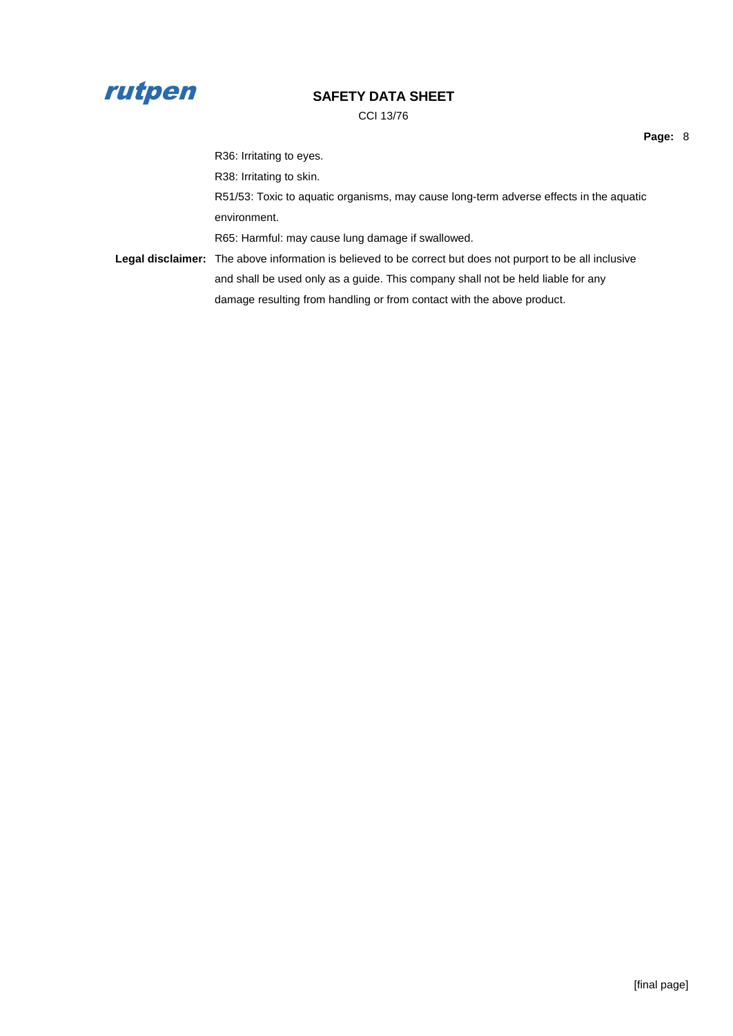R36: Irritating to eyes.

R38: Irritating to skin.

R51/53: Toxic to aquatic organisms, may cause long-term adverse effects in the aquatic environment.

R65: Harmful: may cause lung damage if swallowed.

**Legal disclaimer:** The above information is believed to be correct but does not purport to be all inclusive and shall be used only as a guide. This company shall not be held liable for any damage resulting from handling or from contact with the above product.

[final page]